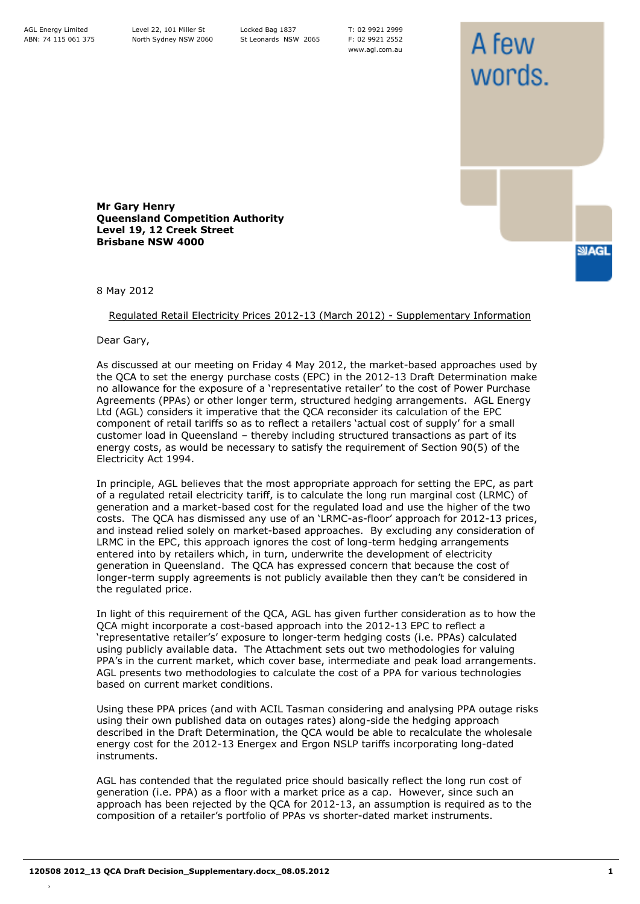AGL Energy Limited
ABN: 74 115 061 375

Level 22, 101 Miller St
North Sydney NSW 2060

Locked Bag 1837
St Leonards NSW 2065

T: 02 9921 2999
F: 02 9921 2552
www.agl.com.au

A few words.

**Mr Gary Henry**
**Queensland Competition Authority**
**Level 19, 12 Creek Street**
**Brisbane NSW 4000**

8 May 2012

Regulated Retail Electricity Prices 2012-13 (March 2012) - Supplementary Information

Dear Gary,

As discussed at our meeting on Friday 4 May 2012, the market-based approaches used by the QCA to set the energy purchase costs (EPC) in the 2012-13 Draft Determination make no allowance for the exposure of a 'representative retailer' to the cost of Power Purchase Agreements (PPAs) or other longer term, structured hedging arrangements. AGL Energy Ltd (AGL) considers it imperative that the QCA reconsider its calculation of the EPC component of retail tariffs so as to reflect a retailers 'actual cost of supply' for a small customer load in Queensland – thereby including structured transactions as part of its energy costs, as would be necessary to satisfy the requirement of Section 90(5) of the Electricity Act 1994.

In principle, AGL believes that the most appropriate approach for setting the EPC, as part of a regulated retail electricity tariff, is to calculate the long run marginal cost (LRMC) of generation and a market-based cost for the regulated load and use the higher of the two costs. The QCA has dismissed any use of an 'LRMC-as-floor' approach for 2012-13 prices, and instead relied solely on market-based approaches. By excluding any consideration of LRMC in the EPC, this approach ignores the cost of long-term hedging arrangements entered into by retailers which, in turn, underwrite the development of electricity generation in Queensland. The QCA has expressed concern that because the cost of longer-term supply agreements is not publicly available then they can't be considered in the regulated price.

In light of this requirement of the QCA, AGL has given further consideration as to how the QCA might incorporate a cost-based approach into the 2012-13 EPC to reflect a 'representative retailer's' exposure to longer-term hedging costs (i.e. PPAs) calculated using publicly available data. The Attachment sets out two methodologies for valuing PPA's in the current market, which cover base, intermediate and peak load arrangements. AGL presents two methodologies to calculate the cost of a PPA for various technologies based on current market conditions.

Using these PPA prices (and with ACIL Tasman considering and analysing PPA outage risks using their own published data on outages rates) along-side the hedging approach described in the Draft Determination, the QCA would be able to recalculate the wholesale energy cost for the 2012-13 Energex and Ergon NSLP tariffs incorporating long-dated instruments.

AGL has contended that the regulated price should basically reflect the long run cost of generation (i.e. PPA) as a floor with a market price as a cap. However, since such an approach has been rejected by the QCA for 2012-13, an assumption is required as to the composition of a retailer's portfolio of PPAs vs shorter-dated market instruments.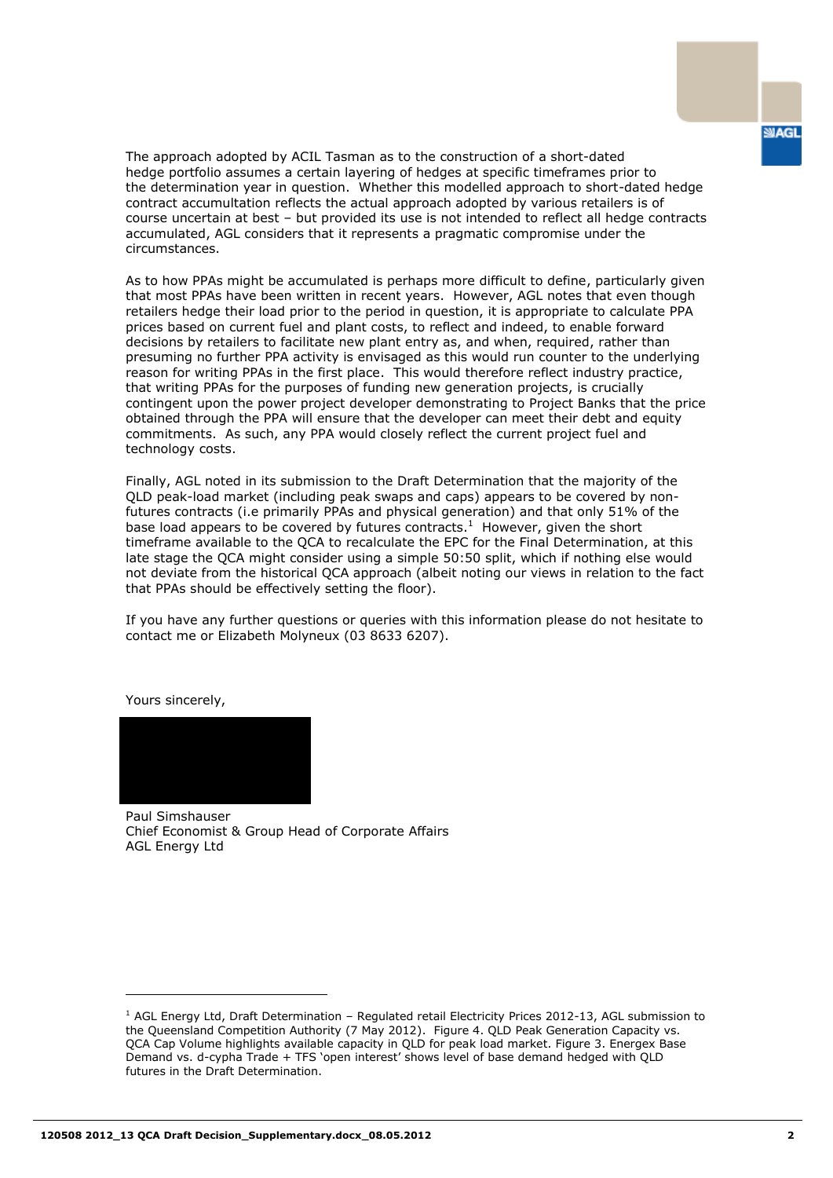The approach adopted by ACIL Tasman as to the construction of a short-dated hedge portfolio assumes a certain layering of hedges at specific timeframes prior to the determination year in question. Whether this modelled approach to short-dated hedge contract accumulation reflects the actual approach adopted by various retailers is of course uncertain at best – but provided its use is not intended to reflect all hedge contracts accumulated, AGL considers that it represents a pragmatic compromise under the circumstances.

As to how PPAs might be accumulated is perhaps more difficult to define, particularly given that most PPAs have been written in recent years. However, AGL notes that even though retailers hedge their load prior to the period in question, it is appropriate to calculate PPA prices based on current fuel and plant costs, to reflect and indeed, to enable forward decisions by retailers to facilitate new plant entry as, and when, required, rather than presuming no further PPA activity is envisaged as this would run counter to the underlying reason for writing PPAs in the first place. This would therefore reflect industry practice, that writing PPAs for the purposes of funding new generation projects, is crucially contingent upon the power project developer demonstrating to Project Banks that the price obtained through the PPA will ensure that the developer can meet their debt and equity commitments. As such, any PPA would closely reflect the current project fuel and technology costs.

Finally, AGL noted in its submission to the Draft Determination that the majority of the QLD peak-load market (including peak swaps and caps) appears to be covered by non-futures contracts (i.e primarily PPAs and physical generation) and that only 51% of the base load appears to be covered by futures contracts.[1] However, given the short timeframe available to the QCA to recalculate the EPC for the Final Determination, at this late stage the QCA might consider using a simple 50:50 split, which if nothing else would not deviate from the historical QCA approach (albeit noting our views in relation to the fact that PPAs should be effectively setting the floor).

If you have any further questions or queries with this information please do not hesitate to contact me or Elizabeth Molyneux (03 8633 6207).

Yours sincerely,

Paul Simshauser
Chief Economist & Group Head of Corporate Affairs
AGL Energy Ltd

---

[1] AGL Energy Ltd, Draft Determination – Regulated retail Electricity Prices 2012-13, AGL submission to the Queensland Competition Authority (7 May 2012). Figure 4. QLD Peak Generation Capacity vs. QCA Cap Volume highlights available capacity in QLD for peak load market. Figure 3. Energex Base Demand vs. d-cypha Trade + TFS 'open interest' shows level of base demand hedged with QLD futures in the Draft Determination.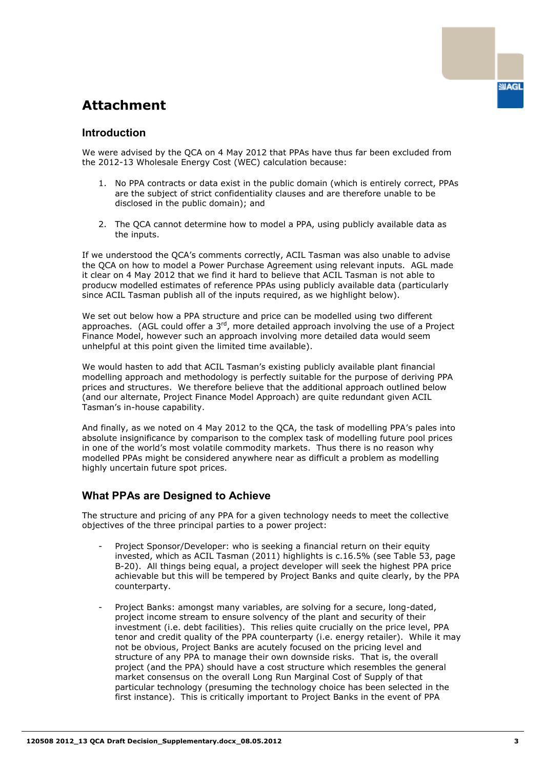# Attachment

## Introduction

We were advised by the QCA on 4 May 2012 that PPAs have thus far been excluded from the 2012-13 Wholesale Energy Cost (WEC) calculation because:

1. No PPA contracts or data exist in the public domain (which is entirely correct, PPAs are the subject of strict confidentiality clauses and are therefore unable to be disclosed in the public domain); and

2. The QCA cannot determine how to model a PPA, using publicly available data as the inputs.

If we understood the QCA's comments correctly, ACIL Tasman was also unable to advise the QCA on how to model a Power Purchase Agreement using relevant inputs. AGL made it clear on 4 May 2012 that we find it hard to believe that ACIL Tasman is not able to producw modelled estimates of reference PPAs using publicly available data (particularly since ACIL Tasman publish all of the inputs required, as we highlight below).

We set out below how a PPA structure and price can be modelled using two different approaches. (AGL could offer a 3rd, more detailed approach involving the use of a Project Finance Model, however such an approach involving more detailed data would seem unhelpful at this point given the limited time available).

We would hasten to add that ACIL Tasman's existing publicly available plant financial modelling approach and methodology is perfectly suitable for the purpose of deriving PPA prices and structures. We therefore believe that the additional approach outlined below (and our alternate, Project Finance Model Approach) are quite redundant given ACIL Tasman's in-house capability.

And finally, as we noted on 4 May 2012 to the QCA, the task of modelling PPA's pales into absolute insignificance by comparison to the complex task of modelling future pool prices in one of the world's most volatile commodity markets. Thus there is no reason why modelled PPAs might be considered anywhere near as difficult a problem as modelling highly uncertain future spot prices.

## What PPAs are Designed to Achieve

The structure and pricing of any PPA for a given technology needs to meet the collective objectives of the three principal parties to a power project:

- Project Sponsor/Developer: who is seeking a financial return on their equity invested, which as ACIL Tasman (2011) highlights is c.16.5% (see Table 53, page B-20). All things being equal, a project developer will seek the highest PPA price achievable but this will be tempered by Project Banks and quite clearly, by the PPA counterparty.

- Project Banks: amongst many variables, are solving for a secure, long-dated, project income stream to ensure solvency of the plant and security of their investment (i.e. debt facilities). This relies quite crucially on the price level, PPA tenor and credit quality of the PPA counterparty (i.e. energy retailer). While it may not be obvious, Project Banks are acutely focused on the pricing level and structure of any PPA to manage their own downside risks. That is, the overall project (and the PPA) should have a cost structure which resembles the general market consensus on the overall Long Run Marginal Cost of Supply of that particular technology (presuming the technology choice has been selected in the first instance). This is critically important to Project Banks in the event of PPA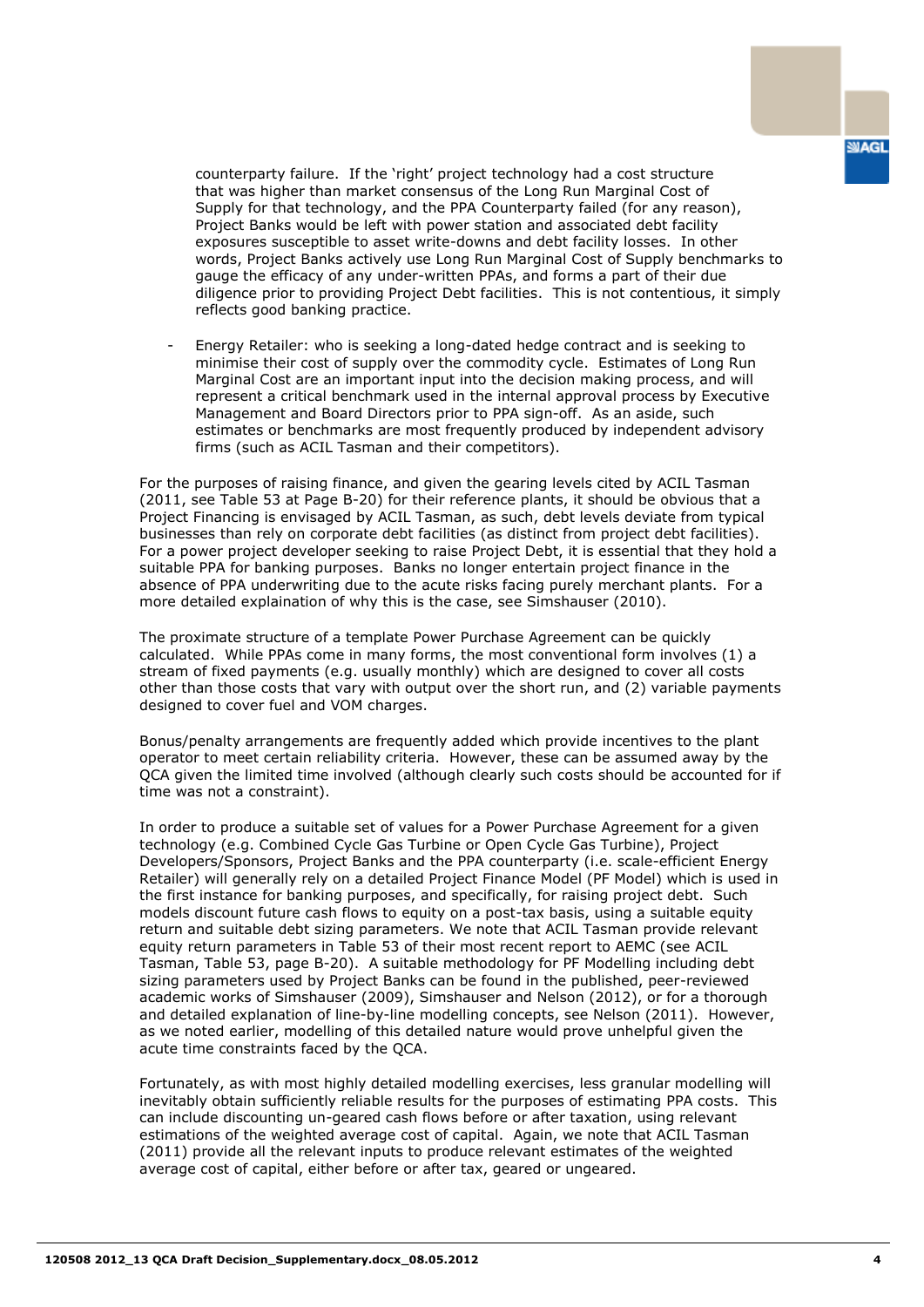counterparty failure. If the 'right' project technology had a cost structure that was higher than market consensus of the Long Run Marginal Cost of Supply for that technology, and the PPA Counterparty failed (for any reason), Project Banks would be left with power station and associated debt facility exposures susceptible to asset write-downs and debt facility losses. In other words, Project Banks actively use Long Run Marginal Cost of Supply benchmarks to gauge the efficacy of any under-written PPAs, and forms a part of their due diligence prior to providing Project Debt facilities. This is not contentious, it simply reflects good banking practice.

- Energy Retailer: who is seeking a long-dated hedge contract and is seeking to minimise their cost of supply over the commodity cycle. Estimates of Long Run Marginal Cost are an important input into the decision making process, and will represent a critical benchmark used in the internal approval process by Executive Management and Board Directors prior to PPA sign-off. As an aside, such estimates or benchmarks are most frequently produced by independent advisory firms (such as ACIL Tasman and their competitors).

For the purposes of raising finance, and given the gearing levels cited by ACIL Tasman (2011, see Table 53 at Page B-20) for their reference plants, it should be obvious that a Project Financing is envisaged by ACIL Tasman, as such, debt levels deviate from typical businesses than rely on corporate debt facilities (as distinct from project debt facilities). For a power project developer seeking to raise Project Debt, it is essential that they hold a suitable PPA for banking purposes. Banks no longer entertain project finance in the absence of PPA underwriting due to the acute risks facing purely merchant plants. For a more detailed explaination of why this is the case, see Simshauser (2010).

The proximate structure of a template Power Purchase Agreement can be quickly calculated. While PPAs come in many forms, the most conventional form involves (1) a stream of fixed payments (e.g. usually monthly) which are designed to cover all costs other than those costs that vary with output over the short run, and (2) variable payments designed to cover fuel and VOM charges.

Bonus/penalty arrangements are frequently added which provide incentives to the plant operator to meet certain reliability criteria. However, these can be assumed away by the QCA given the limited time involved (although clearly such costs should be accounted for if time was not a constraint).

In order to produce a suitable set of values for a Power Purchase Agreement for a given technology (e.g. Combined Cycle Gas Turbine or Open Cycle Gas Turbine), Project Developers/Sponsors, Project Banks and the PPA counterparty (i.e. scale-efficient Energy Retailer) will generally rely on a detailed Project Finance Model (PF Model) which is used in the first instance for banking purposes, and specifically, for raising project debt. Such models discount future cash flows to equity on a post-tax basis, using a suitable equity return and suitable debt sizing parameters. We note that ACIL Tasman provide relevant equity return parameters in Table 53 of their most recent report to AEMC (see ACIL Tasman, Table 53, page B-20). A suitable methodology for PF Modelling including debt sizing parameters used by Project Banks can be found in the published, peer-reviewed academic works of Simshauser (2009), Simshauser and Nelson (2012), or for a thorough and detailed explanation of line-by-line modelling concepts, see Nelson (2011). However, as we noted earlier, modelling of this detailed nature would prove unhelpful given the acute time constraints faced by the QCA.

Fortunately, as with most highly detailed modelling exercises, less granular modelling will inevitably obtain sufficiently reliable results for the purposes of estimating PPA costs. This can include discounting un-geared cash flows before or after taxation, using relevant estimations of the weighted average cost of capital. Again, we note that ACIL Tasman (2011) provide all the relevant inputs to produce relevant estimates of the weighted average cost of capital, either before or after tax, geared or ungeared.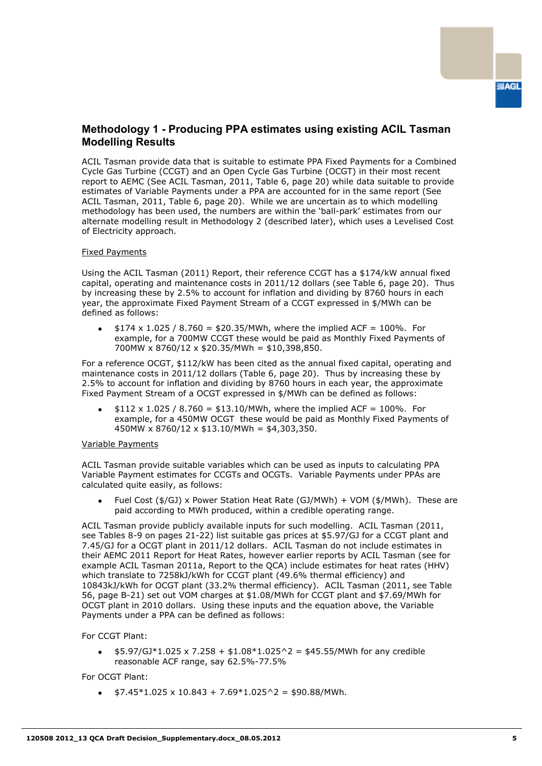## Methodology 1 - Producing PPA estimates using existing ACIL Tasman Modelling Results

ACIL Tasman provide data that is suitable to estimate PPA Fixed Payments for a Combined Cycle Gas Turbine (CCGT) and an Open Cycle Gas Turbine (OCGT) in their most recent report to AEMC (See ACIL Tasman, 2011, Table 6, page 20) while data suitable to provide estimates of Variable Payments under a PPA are accounted for in the same report (See ACIL Tasman, 2011, Table 6, page 20). While we are uncertain as to which modelling methodology has been used, the numbers are within the 'ball-park' estimates from our alternate modelling result in Methodology 2 (described later), which uses a Levelised Cost of Electricity approach.

Fixed Payments

Using the ACIL Tasman (2011) Report, their reference CCGT has a \$174/kW annual fixed capital, operating and maintenance costs in 2011/12 dollars (see Table 6, page 20). Thus by increasing these by 2.5% to account for inflation and dividing by 8760 hours in each year, the approximate Fixed Payment Stream of a CCGT expressed in \$/MWh can be defined as follows:

- \$174 x 1.025 / 8.760 = \$20.35/MWh, where the implied ACF = 100%. For example, for a 700MW CCGT these would be paid as Monthly Fixed Payments of 700MW x 8760/12 x \$20.35/MWh = \$10,398,850.

For a reference OCGT, \$112/kW has been cited as the annual fixed capital, operating and maintenance costs in 2011/12 dollars (Table 6, page 20). Thus by increasing these by 2.5% to account for inflation and dividing by 8760 hours in each year, the approximate Fixed Payment Stream of a OCGT expressed in \$/MWh can be defined as follows:

- \$112 x 1.025 / 8.760 = \$13.10/MWh, where the implied ACF = 100%. For example, for a 450MW OCGT these would be paid as Monthly Fixed Payments of 450MW x 8760/12 x \$13.10/MWh = \$4,303,350.

Variable Payments

ACIL Tasman provide suitable variables which can be used as inputs to calculating PPA Variable Payment estimates for CCGTs and OCGTs. Variable Payments under PPAs are calculated quite easily, as follows:

- Fuel Cost (\$/GJ) x Power Station Heat Rate (GJ/MWh) + VOM (\$/MWh). These are paid according to MWh produced, within a credible operating range.

ACIL Tasman provide publicly available inputs for such modelling. ACIL Tasman (2011, see Tables 8-9 on pages 21-22) list suitable gas prices at \$5.97/GJ for a CCGT plant and 7.45/GJ for a OCGT plant in 2011/12 dollars. ACIL Tasman do not include estimates in their AEMC 2011 Report for Heat Rates, however earlier reports by ACIL Tasman (see for example ACIL Tasman 2011a, Report to the QCA) include estimates for heat rates (HHV) which translate to 7258kJ/kWh for CCGT plant (49.6% thermal efficiency) and 10843kJ/kWh for OCGT plant (33.2% thermal efficiency). ACIL Tasman (2011, see Table 56, page B-21) set out VOM charges at \$1.08/MWh for CCGT plant and \$7.69/MWh for OCGT plant in 2010 dollars. Using these inputs and the equation above, the Variable Payments under a PPA can be defined as follows:

For CCGT Plant:

- \$5.97/GJ*1.025 x 7.258 + \$1.08*1.025^2 = \$45.55/MWh for any credible reasonable ACF range, say 62.5%-77.5%

For OCGT Plant:

- \$7.45*1.025 x 10.843 + 7.69*1.025^2 = \$90.88/MWh.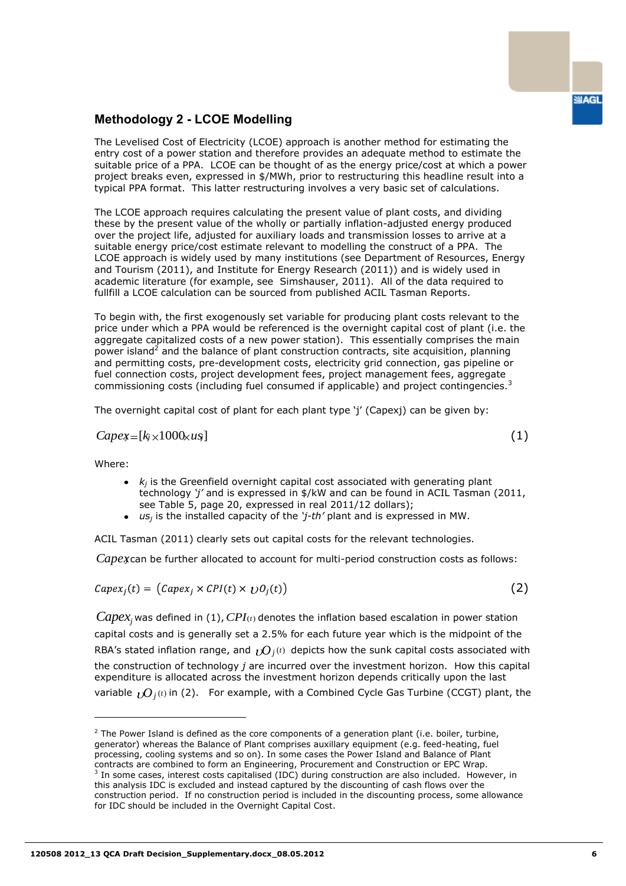## Methodology 2 - LCOE Modelling

The Levelised Cost of Electricity (LCOE) approach is another method for estimating the entry cost of a power station and therefore provides an adequate method to estimate the suitable price of a PPA. LCOE can be thought of as the energy price/cost at which a power project breaks even, expressed in \$/MWh, prior to restructuring this headline result into a typical PPA format. This latter restructuring involves a very basic set of calculations.

The LCOE approach requires calculating the present value of plant costs, and dividing these by the present value of the wholly or partially inflation-adjusted energy produced over the project life, adjusted for auxiliary loads and transmission losses to arrive at a suitable energy price/cost estimate relevant to modelling the construct of a PPA. The LCOE approach is widely used by many institutions (see Department of Resources, Energy and Tourism (2011), and Institute for Energy Research (2011)) and is widely used in academic literature (for example, see Simshauser, 2011). All of the data required to fullfill a LCOE calculation can be sourced from published ACIL Tasman Reports.

To begin with, the first exogenously set variable for producing plant costs relevant to the price under which a PPA would be referenced is the overnight capital cost of plant (i.e. the aggregate capitalized costs of a new power station). This essentially comprises the main power island[2] and the balance of plant construction contracts, site acquisition, planning and permitting costs, pre-development costs, electricity grid connection, gas pipeline or fuel connection costs, project development fees, project management fees, aggregate commissioning costs (including fuel consumed if applicable) and project contingencies.[3]

The overnight capital cost of plant for each plant type 'j' (Capexj) can be given by:

$$Capex_j = [k_j \times 1000 \times us_j] \tag{1}$$

Where:

- $k_j$ is the Greenfield overnight capital cost associated with generating plant technology *'j'* and is expressed in \$/kW and can be found in ACIL Tasman (2011, see Table 5, page 20, expressed in real 2011/12 dollars);
- $us_j$ is the installed capacity of the *'j-th'* plant and is expressed in MW.

ACIL Tasman (2011) clearly sets out capital costs for the relevant technologies.

$Capex_j$ can be further allocated to account for multi-period construction costs as follows:

$$Capex_j(t) = \left(Capex_j \times CPI(t) \times \upsilon O_j(t)\right) \tag{2}$$

$Capex_j$ was defined in (1), $CPI(t)$ denotes the inflation based escalation in power station capital costs and is generally set a 2.5% for each future year which is the midpoint of the RBA's stated inflation range, and $\upsilon O_j(t)$ depicts how the sunk capital costs associated with the construction of technology *j* are incurred over the investment horizon. How this capital expenditure is allocated across the investment horizon depends critically upon the last variable $\upsilon O_j(t)$ in (2). For example, with a Combined Cycle Gas Turbine (CCGT) plant, the

---

[2] The Power Island is defined as the core components of a generation plant (i.e. boiler, turbine, generator) whereas the Balance of Plant comprises auxillary equipment (e.g. feed-heating, fuel processing, cooling systems and so on). In some cases the Power Island and Balance of Plant contracts are combined to form an Engineering, Procurement and Construction or EPC Wrap.

[3] In some cases, interest costs capitalised (IDC) during construction are also included. However, in this analysis IDC is excluded and instead captured by the discounting of cash flows over the construction period. If no construction period is included in the discounting process, some allowance for IDC should be included in the Overnight Capital Cost.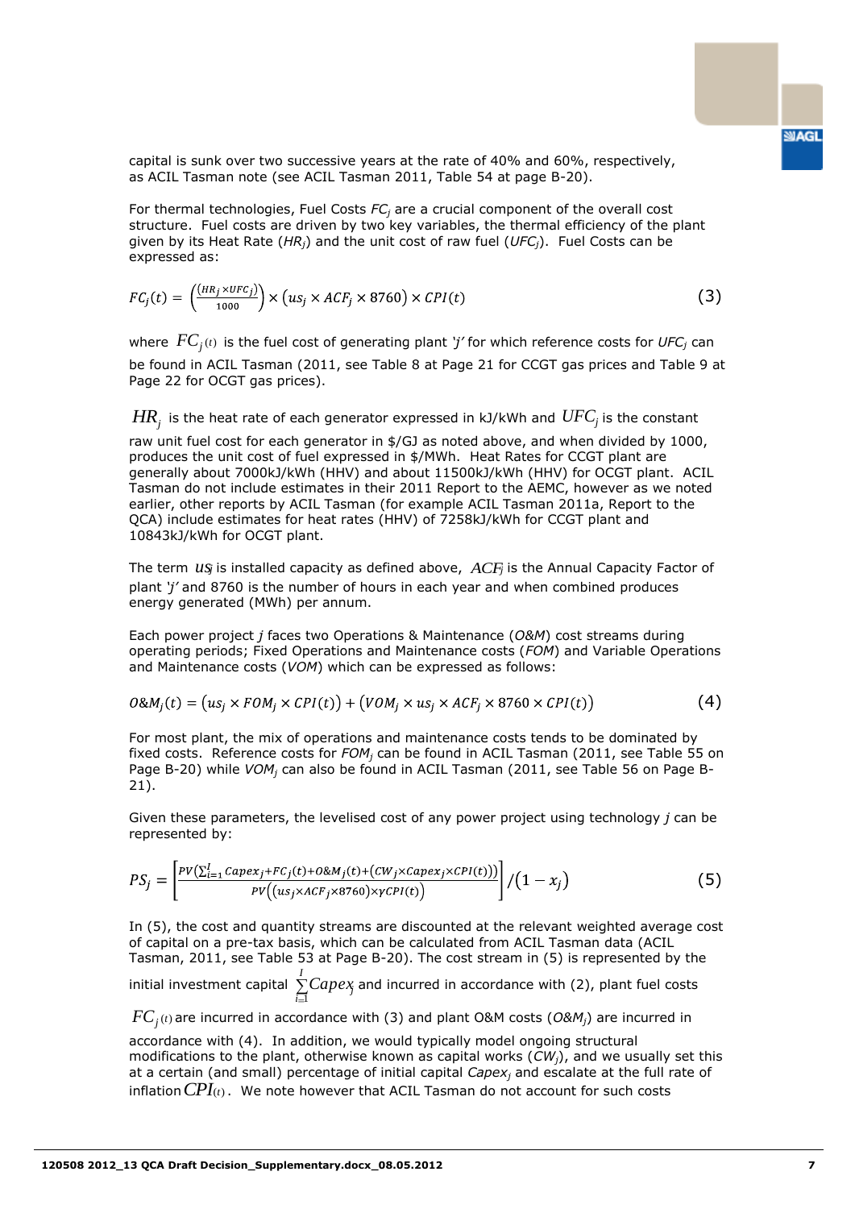capital is sunk over two successive years at the rate of 40% and 60%, respectively, as ACIL Tasman note (see ACIL Tasman 2011, Table 54 at page B-20).

For thermal technologies, Fuel Costs $FC_j$ are a crucial component of the overall cost structure. Fuel costs are driven by two key variables, the thermal efficiency of the plant given by its Heat Rate ($HR_j$) and the unit cost of raw fuel ($UFC_j$). Fuel Costs can be expressed as:

$$FC_j(t) = \left(\frac{(HR_j \times UFC_j)}{1000}\right) \times \left(us_j \times ACF_j \times 8760\right) \times CPI(t) \tag{3}$$

where $FC_j(t)$ is the fuel cost of generating plant '*j*' for which reference costs for $UFC_j$ can be found in ACIL Tasman (2011, see Table 8 at Page 21 for CCGT gas prices and Table 9 at Page 22 for OCGT gas prices).

$HR_j$ is the heat rate of each generator expressed in kJ/kWh and $UFC_j$ is the constant raw unit fuel cost for each generator in $/GJ as noted above, and when divided by 1000, produces the unit cost of fuel expressed in $/MWh. Heat Rates for CCGT plant are generally about 7000kJ/kWh (HHV) and about 11500kJ/kWh (HHV) for OCGT plant. ACIL Tasman do not include estimates in their 2011 Report to the AEMC, however as we noted earlier, other reports by ACIL Tasman (for example ACIL Tasman 2011a, Report to the QCA) include estimates for heat rates (HHV) of 7258kJ/kWh for CCGT plant and 10843kJ/kWh for OCGT plant.

The term $us_j$ is installed capacity as defined above, $ACF_j$ is the Annual Capacity Factor of plant '*j*' and 8760 is the number of hours in each year and when combined produces energy generated (MWh) per annum.

Each power project *j* faces two Operations & Maintenance (*O&M*) cost streams during operating periods; Fixed Operations and Maintenance costs (*FOM*) and Variable Operations and Maintenance costs (*VOM*) which can be expressed as follows:

$$O\&M_j(t) = \left(us_j \times FOM_j \times CPI(t)\right) + \left(VOM_j \times us_j \times ACF_j \times 8760 \times CPI(t)\right) \tag{4}$$

For most plant, the mix of operations and maintenance costs tends to be dominated by fixed costs. Reference costs for $FOM_j$ can be found in ACIL Tasman (2011, see Table 55 on Page B-20) while $VOM_j$ can also be found in ACIL Tasman (2011, see Table 56 on Page B-21).

Given these parameters, the levelised cost of any power project using technology *j* can be represented by:

$$PS_j = \left[\frac{PV\left(\sum_{i=1}^{I} Capex_j + FC_j(t) + O\&M_j(t) + \left(CW_j \times Capex_j \times CPI(t)\right)\right)}{PV\left((us_j \times ACF_j \times 8760) \times \gamma CPI(t)\right)}\right] / \left(1 - x_j\right) \tag{5}$$

In (5), the cost and quantity streams are discounted at the relevant weighted average cost of capital on a pre-tax basis, which can be calculated from ACIL Tasman data (ACIL Tasman, 2011, see Table 53 at Page B-20). The cost stream in (5) is represented by the initial investment capital $\sum_{i=1}^{I} Capex_j$ and incurred in accordance with (2), plant fuel costs $FC_j(t)$ are incurred in accordance with (3) and plant O&M costs ($O\&M_j$) are incurred in accordance with (4). In addition, we would typically model ongoing structural modifications to the plant, otherwise known as capital works ($CW_j$), and we usually set this at a certain (and small) percentage of initial capital $Capex_j$ and escalate at the full rate of inflation $CPI(t)$. We note however that ACIL Tasman do not account for such costs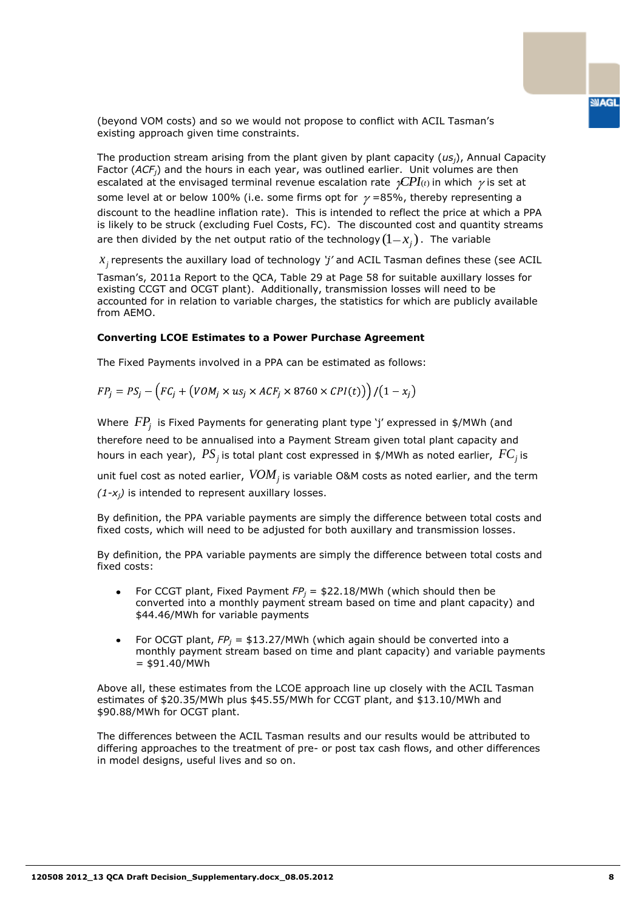(beyond VOM costs) and so we would not propose to conflict with ACIL Tasman's existing approach given time constraints.

The production stream arising from the plant given by plant capacity ($us_j$), Annual Capacity Factor ($ACF_j$) and the hours in each year, was outlined earlier. Unit volumes are then escalated at the envisaged terminal revenue escalation rate $\gamma CPI(t)$ in which $\gamma$ is set at some level at or below 100% (i.e. some firms opt for $\gamma$ =85%, thereby representing a discount to the headline inflation rate). This is intended to reflect the price at which a PPA is likely to be struck (excluding Fuel Costs, FC). The discounted cost and quantity streams are then divided by the net output ratio of the technology $(1-x_j)$. The variable $x_j$ represents the auxillary load of technology *'j'* and ACIL Tasman defines these (see ACIL Tasman's, 2011a Report to the QCA, Table 29 at Page 58 for suitable auxillary losses for existing CCGT and OCGT plant). Additionally, transmission losses will need to be accounted for in relation to variable charges, the statistics for which are publicly available from AEMO.

**Converting LCOE Estimates to a Power Purchase Agreement**

The Fixed Payments involved in a PPA can be estimated as follows:

$$FP_j = PS_j - \left(FC_j + \left(VOM_j \times us_j \times ACF_j \times 8760 \times CPI(t)\right)\right)/(1 - x_j)$$

Where $FP_j$ is Fixed Payments for generating plant type 'j' expressed in \$/MWh (and therefore need to be annualised into a Payment Stream given total plant capacity and hours in each year), $PS_j$ is total plant cost expressed in \$/MWh as noted earlier, $FC_j$ is unit fuel cost as noted earlier, $VOM_j$ is variable O&M costs as noted earlier, and the term *(1-$x_j$)* is intended to represent auxillary losses.

By definition, the PPA variable payments are simply the difference between total costs and fixed costs, which will need to be adjusted for both auxillary and transmission losses.

By definition, the PPA variable payments are simply the difference between total costs and fixed costs:

- For CCGT plant, Fixed Payment *$FP_j$* = \$22.18/MWh (which should then be converted into a monthly payment stream based on time and plant capacity) and \$44.46/MWh for variable payments
- For OCGT plant, *$FP_j$* = \$13.27/MWh (which again should be converted into a monthly payment stream based on time and plant capacity) and variable payments = \$91.40/MWh

Above all, these estimates from the LCOE approach line up closely with the ACIL Tasman estimates of \$20.35/MWh plus \$45.55/MWh for CCGT plant, and \$13.10/MWh and \$90.88/MWh for OCGT plant.

The differences between the ACIL Tasman results and our results would be attributed to differing approaches to the treatment of pre- or post tax cash flows, and other differences in model designs, useful lives and so on.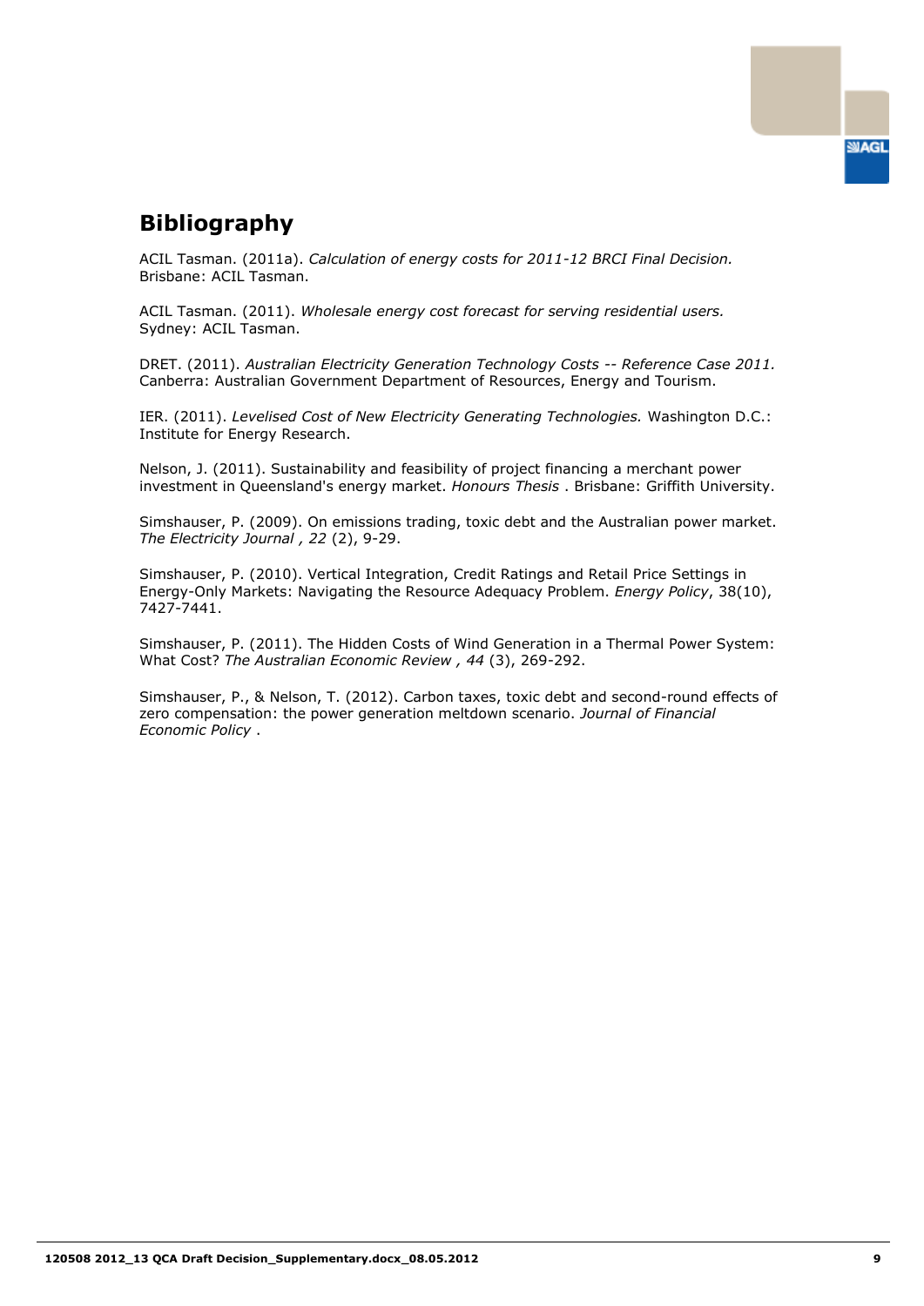# Bibliography

ACIL Tasman. (2011a). *Calculation of energy costs for 2011-12 BRCI Final Decision.* Brisbane: ACIL Tasman.

ACIL Tasman. (2011). *Wholesale energy cost forecast for serving residential users.* Sydney: ACIL Tasman.

DRET. (2011). *Australian Electricity Generation Technology Costs -- Reference Case 2011.* Canberra: Australian Government Department of Resources, Energy and Tourism.

IER. (2011). *Levelised Cost of New Electricity Generating Technologies.* Washington D.C.: Institute for Energy Research.

Nelson, J. (2011). Sustainability and feasibility of project financing a merchant power investment in Queensland's energy market. *Honours Thesis* . Brisbane: Griffith University.

Simshauser, P. (2009). On emissions trading, toxic debt and the Australian power market. *The Electricity Journal , 22* (2), 9-29.

Simshauser, P. (2010). Vertical Integration, Credit Ratings and Retail Price Settings in Energy-Only Markets: Navigating the Resource Adequacy Problem. *Energy Policy*, 38(10), 7427-7441.

Simshauser, P. (2011). The Hidden Costs of Wind Generation in a Thermal Power System: What Cost? *The Australian Economic Review , 44* (3), 269-292.

Simshauser, P., & Nelson, T. (2012). Carbon taxes, toxic debt and second-round effects of zero compensation: the power generation meltdown scenario. *Journal of Financial Economic Policy* .